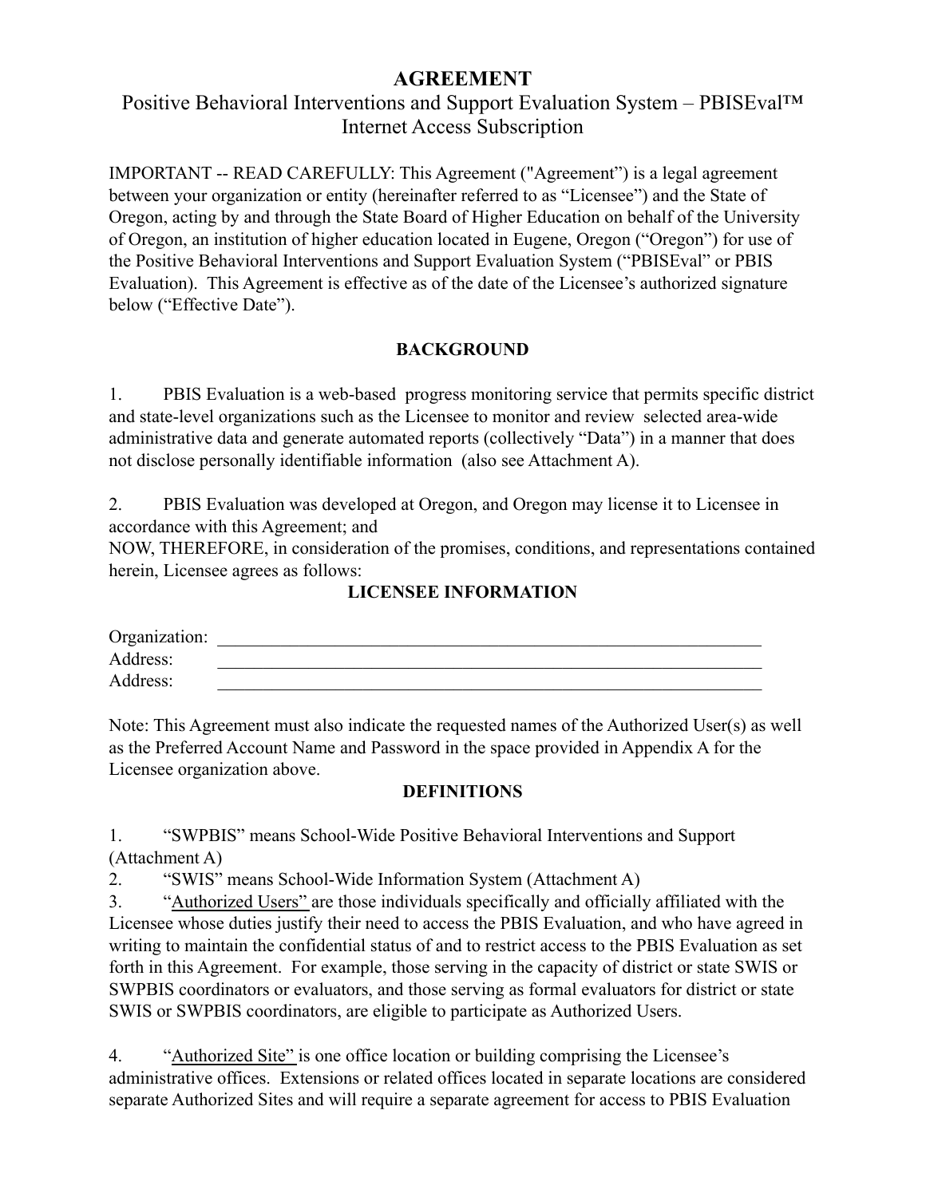# AGREEMENT

## Positive Behavioral Interventions and Support Evaluation System – PBISEval™ Internet Access Subscription

IMPORTANT -- READ CAREFULLY: This Agreement ("Agreement") is a legal agreement between your organization or entity (hereinafter referred to as "Licensee") and the State of Oregon, acting by and through the State Board of Higher Education on behalf of the University of Oregon, an institution of higher education located in Eugene, Oregon ("Oregon") for use of the Positive Behavioral Interventions and Support Evaluation System ("PBISEval" or PBIS Evaluation). This Agreement is effective as of the date of the Licensee's authorized signature below ("Effective Date").

**BACKGROUND**

1. PBIS Evaluation is a web-based progress monitoring service that permits specific district and state-level organizations such as the Licensee to monitor and review selected area-wide administrative data and generate automated reports (collectively "Data") in a manner that does not disclose personally identifiable information (also see Attachment A).

2. PBIS Evaluation was developed at Oregon, and Oregon may license it to Licensee in accordance with this Agreement; and

NOW, THEREFORE, in consideration of the promises, conditions, and representations contained herein, Licensee agrees as follows:

**LICENSEE INFORMATION**

Organization: \_\_\_\_\_\_\_\_\_\_\_\_\_\_\_\_\_\_\_\_\_\_\_\_\_\_\_\_\_\_\_\_\_\_\_\_\_\_\_\_\_\_\_\_\_\_\_\_\_\_\_\_\_\_\_\_\_\_\_\_

Address: \_\_\_\_\_\_\_\_\_\_\_\_\_\_\_\_\_\_\_\_\_\_\_\_\_\_\_\_\_\_\_\_\_\_\_\_\_\_\_\_\_\_\_\_\_\_\_\_\_\_\_\_\_\_\_\_\_\_\_\_

Address: \_\_\_\_\_\_\_\_\_\_\_\_\_\_\_\_\_\_\_\_\_\_\_\_\_\_\_\_\_\_\_\_\_\_\_\_\_\_\_\_\_\_\_\_\_\_\_\_\_\_\_\_\_\_\_\_\_\_\_\_

Note: This Agreement must also indicate the requested names of the Authorized User(s) as well as the Preferred Account Name and Password in the space provided in Appendix A for the Licensee organization above.

**DEFINITIONS**

1. "SWPBIS" means School-Wide Positive Behavioral Interventions and Support (Attachment A)
2. "SWIS" means School-Wide Information System (Attachment A)
3. "<u>Authorized Users"</u> are those individuals specifically and officially affiliated with the Licensee whose duties justify their need to access the PBIS Evaluation, and who have agreed in writing to maintain the confidential status of and to restrict access to the PBIS Evaluation as set forth in this Agreement. For example, those serving in the capacity of district or state SWIS or SWPBIS coordinators or evaluators, and those serving as formal evaluators for district or state SWIS or SWPBIS coordinators, are eligible to participate as Authorized Users.

4. "<u>Authorized Site"</u> is one office location or building comprising the Licensee's administrative offices. Extensions or related offices located in separate locations are considered separate Authorized Sites and will require a separate agreement for access to PBIS Evaluation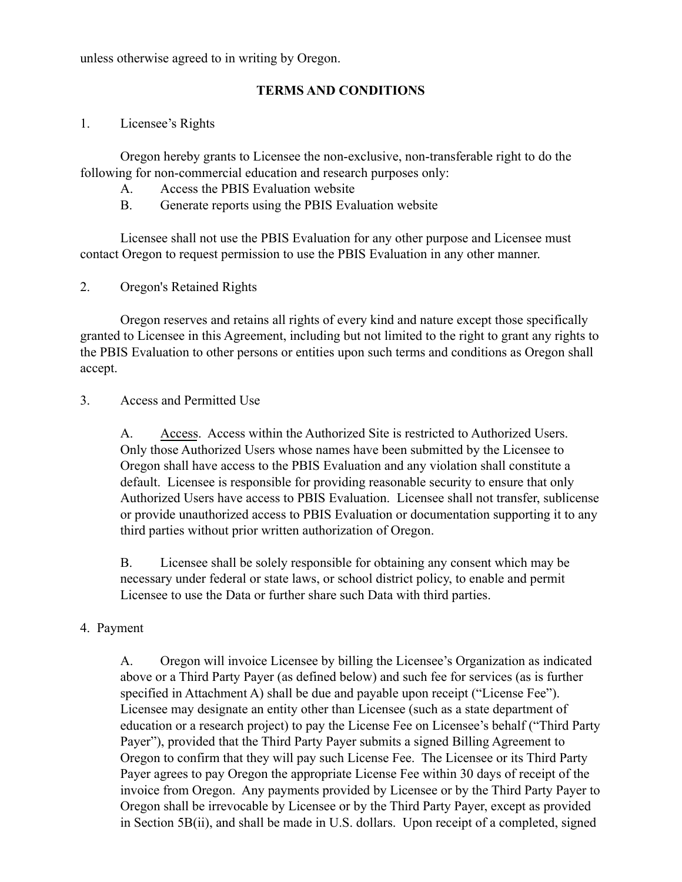unless otherwise agreed to in writing by Oregon.

## TERMS AND CONDITIONS

1. Licensee's Rights

Oregon hereby grants to Licensee the non-exclusive, non-transferable right to do the following for non-commercial education and research purposes only:

A. Access the PBIS Evaluation website

B. Generate reports using the PBIS Evaluation website

Licensee shall not use the PBIS Evaluation for any other purpose and Licensee must contact Oregon to request permission to use the PBIS Evaluation in any other manner.

2. Oregon's Retained Rights

Oregon reserves and retains all rights of every kind and nature except those specifically granted to Licensee in this Agreement, including but not limited to the right to grant any rights to the PBIS Evaluation to other persons or entities upon such terms and conditions as Oregon shall accept.

3. Access and Permitted Use

A. Access. Access within the Authorized Site is restricted to Authorized Users. Only those Authorized Users whose names have been submitted by the Licensee to Oregon shall have access to the PBIS Evaluation and any violation shall constitute a default. Licensee is responsible for providing reasonable security to ensure that only Authorized Users have access to PBIS Evaluation. Licensee shall not transfer, sublicense or provide unauthorized access to PBIS Evaluation or documentation supporting it to any third parties without prior written authorization of Oregon.

B. Licensee shall be solely responsible for obtaining any consent which may be necessary under federal or state laws, or school district policy, to enable and permit Licensee to use the Data or further share such Data with third parties.

4. Payment

A. Oregon will invoice Licensee by billing the Licensee's Organization as indicated above or a Third Party Payer (as defined below) and such fee for services (as is further specified in Attachment A) shall be due and payable upon receipt ("License Fee"). Licensee may designate an entity other than Licensee (such as a state department of education or a research project) to pay the License Fee on Licensee's behalf ("Third Party Payer"), provided that the Third Party Payer submits a signed Billing Agreement to Oregon to confirm that they will pay such License Fee. The Licensee or its Third Party Payer agrees to pay Oregon the appropriate License Fee within 30 days of receipt of the invoice from Oregon. Any payments provided by Licensee or by the Third Party Payer to Oregon shall be irrevocable by Licensee or by the Third Party Payer, except as provided in Section 5B(ii), and shall be made in U.S. dollars. Upon receipt of a completed, signed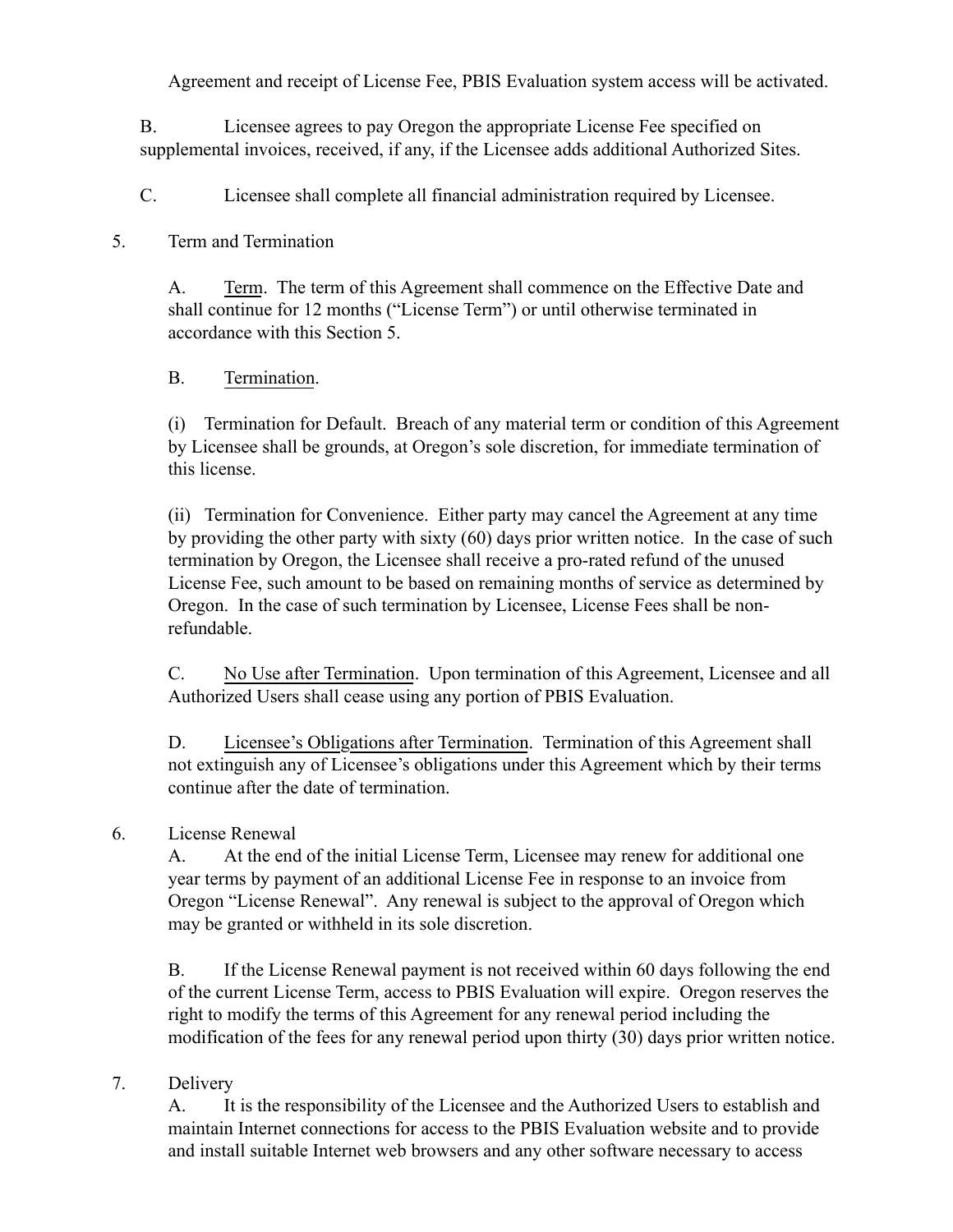Agreement and receipt of License Fee, PBIS Evaluation system access will be activated.

B. Licensee agrees to pay Oregon the appropriate License Fee specified on supplemental invoices, received, if any, if the Licensee adds additional Authorized Sites.

C. Licensee shall complete all financial administration required by Licensee.

5. Term and Termination

A. Term. The term of this Agreement shall commence on the Effective Date and shall continue for 12 months ("License Term") or until otherwise terminated in accordance with this Section 5.

B. Termination.

(i) Termination for Default. Breach of any material term or condition of this Agreement by Licensee shall be grounds, at Oregon's sole discretion, for immediate termination of this license.

(ii) Termination for Convenience. Either party may cancel the Agreement at any time by providing the other party with sixty (60) days prior written notice. In the case of such termination by Oregon, the Licensee shall receive a pro-rated refund of the unused License Fee, such amount to be based on remaining months of service as determined by Oregon. In the case of such termination by Licensee, License Fees shall be non-refundable.

C. No Use after Termination. Upon termination of this Agreement, Licensee and all Authorized Users shall cease using any portion of PBIS Evaluation.

D. Licensee's Obligations after Termination. Termination of this Agreement shall not extinguish any of Licensee's obligations under this Agreement which by their terms continue after the date of termination.

6. License Renewal

A. At the end of the initial License Term, Licensee may renew for additional one year terms by payment of an additional License Fee in response to an invoice from Oregon "License Renewal". Any renewal is subject to the approval of Oregon which may be granted or withheld in its sole discretion.

B. If the License Renewal payment is not received within 60 days following the end of the current License Term, access to PBIS Evaluation will expire. Oregon reserves the right to modify the terms of this Agreement for any renewal period including the modification of the fees for any renewal period upon thirty (30) days prior written notice.

7. Delivery

A. It is the responsibility of the Licensee and the Authorized Users to establish and maintain Internet connections for access to the PBIS Evaluation website and to provide and install suitable Internet web browsers and any other software necessary to access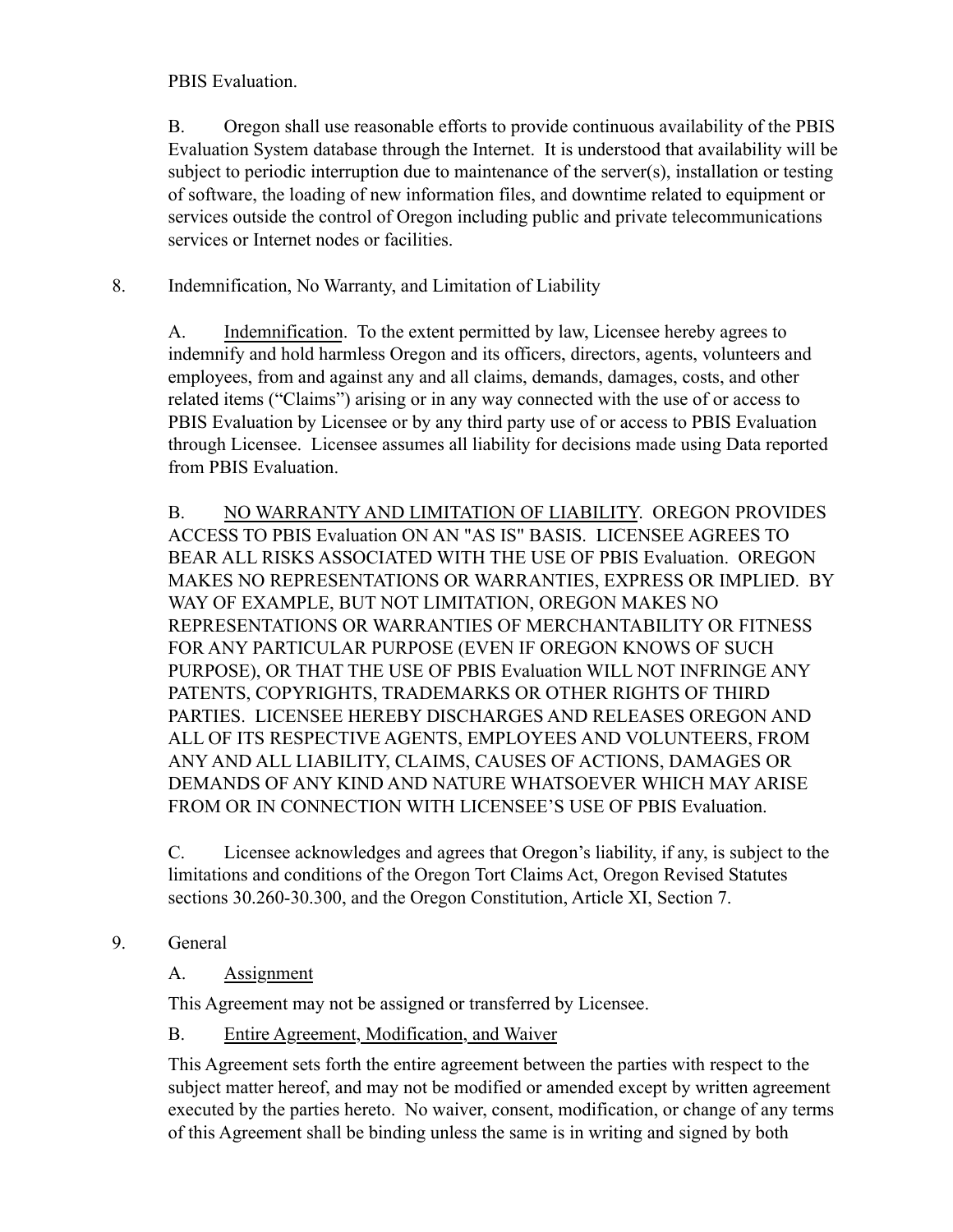PBIS Evaluation.

B. Oregon shall use reasonable efforts to provide continuous availability of the PBIS Evaluation System database through the Internet. It is understood that availability will be subject to periodic interruption due to maintenance of the server(s), installation or testing of software, the loading of new information files, and downtime related to equipment or services outside the control of Oregon including public and private telecommunications services or Internet nodes or facilities.

8. Indemnification, No Warranty, and Limitation of Liability

A. Indemnification. To the extent permitted by law, Licensee hereby agrees to indemnify and hold harmless Oregon and its officers, directors, agents, volunteers and employees, from and against any and all claims, demands, damages, costs, and other related items ("Claims") arising or in any way connected with the use of or access to PBIS Evaluation by Licensee or by any third party use of or access to PBIS Evaluation through Licensee. Licensee assumes all liability for decisions made using Data reported from PBIS Evaluation.

B. NO WARRANTY AND LIMITATION OF LIABILITY. OREGON PROVIDES ACCESS TO PBIS Evaluation ON AN "AS IS" BASIS. LICENSEE AGREES TO BEAR ALL RISKS ASSOCIATED WITH THE USE OF PBIS Evaluation. OREGON MAKES NO REPRESENTATIONS OR WARRANTIES, EXPRESS OR IMPLIED. BY WAY OF EXAMPLE, BUT NOT LIMITATION, OREGON MAKES NO REPRESENTATIONS OR WARRANTIES OF MERCHANTABILITY OR FITNESS FOR ANY PARTICULAR PURPOSE (EVEN IF OREGON KNOWS OF SUCH PURPOSE), OR THAT THE USE OF PBIS Evaluation WILL NOT INFRINGE ANY PATENTS, COPYRIGHTS, TRADEMARKS OR OTHER RIGHTS OF THIRD PARTIES. LICENSEE HEREBY DISCHARGES AND RELEASES OREGON AND ALL OF ITS RESPECTIVE AGENTS, EMPLOYEES AND VOLUNTEERS, FROM ANY AND ALL LIABILITY, CLAIMS, CAUSES OF ACTIONS, DAMAGES OR DEMANDS OF ANY KIND AND NATURE WHATSOEVER WHICH MAY ARISE FROM OR IN CONNECTION WITH LICENSEE'S USE OF PBIS Evaluation.

C. Licensee acknowledges and agrees that Oregon's liability, if any, is subject to the limitations and conditions of the Oregon Tort Claims Act, Oregon Revised Statutes sections 30.260-30.300, and the Oregon Constitution, Article XI, Section 7.

9. General

A. Assignment

This Agreement may not be assigned or transferred by Licensee.

B. Entire Agreement, Modification, and Waiver

This Agreement sets forth the entire agreement between the parties with respect to the subject matter hereof, and may not be modified or amended except by written agreement executed by the parties hereto. No waiver, consent, modification, or change of any terms of this Agreement shall be binding unless the same is in writing and signed by both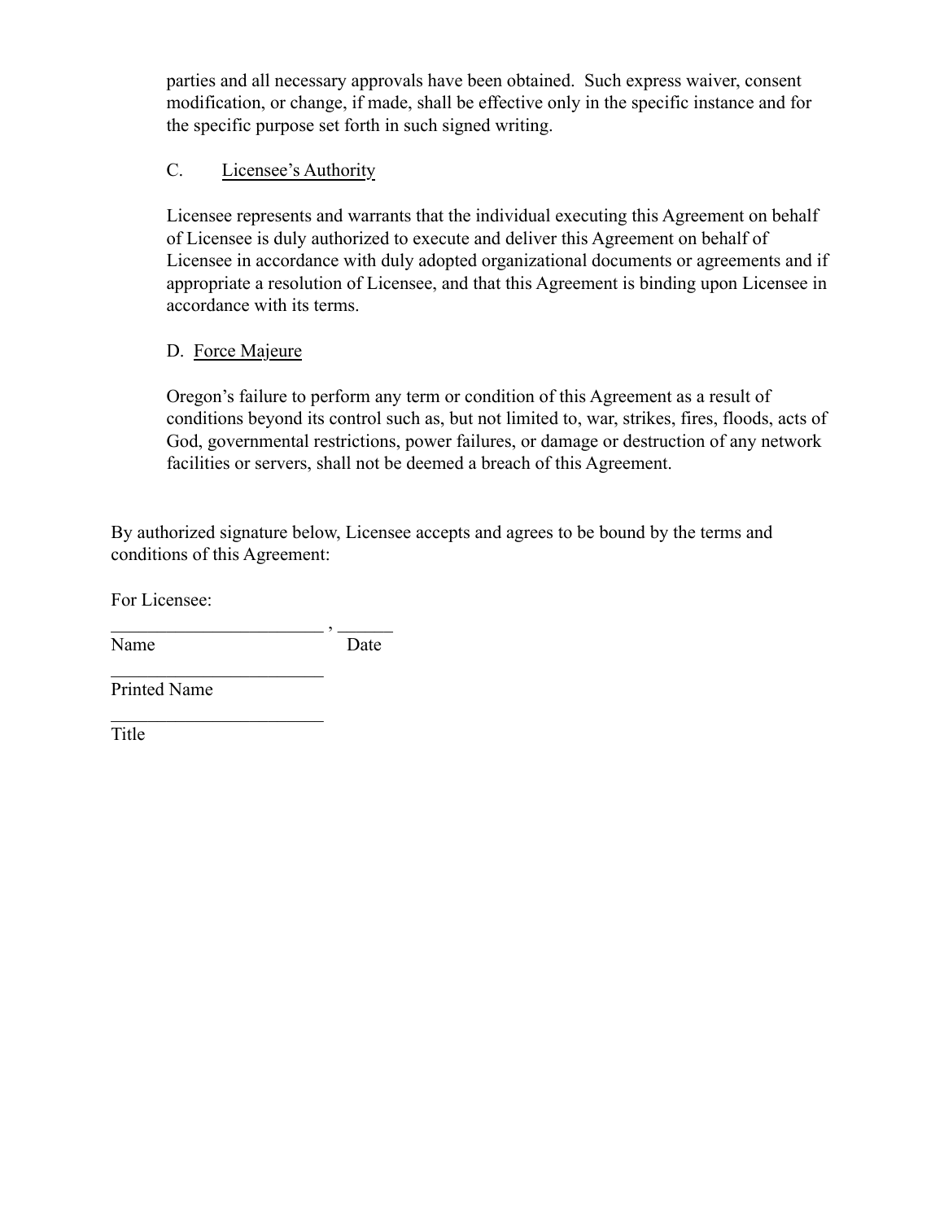parties and all necessary approvals have been obtained. Such express waiver, consent modification, or change, if made, shall be effective only in the specific instance and for the specific purpose set forth in such signed writing.

C. <u>Licensee's Authority</u>

Licensee represents and warrants that the individual executing this Agreement on behalf of Licensee is duly authorized to execute and deliver this Agreement on behalf of Licensee in accordance with duly adopted organizational documents or agreements and if appropriate a resolution of Licensee, and that this Agreement is binding upon Licensee in accordance with its terms.

D. <u>Force Majeure</u>

Oregon's failure to perform any term or condition of this Agreement as a result of conditions beyond its control such as, but not limited to, war, strikes, fires, floods, acts of God, governmental restrictions, power failures, or damage or destruction of any network facilities or servers, shall not be deemed a breach of this Agreement.

By authorized signature below, Licensee accepts and agrees to be bound by the terms and conditions of this Agreement:

For Licensee:

________________________ , ______
Name                                        Date

________________________
Printed Name

________________________
Title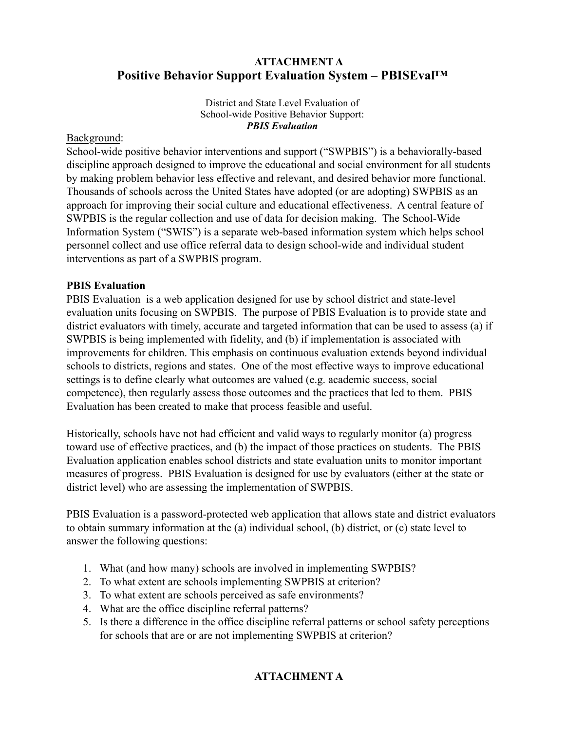# ATTACHMENT A

## Positive Behavior Support Evaluation System – PBISEval™

District and State Level Evaluation of
School-wide Positive Behavior Support:
***PBIS Evaluation***

Background:
School-wide positive behavior interventions and support ("SWPBIS") is a behaviorally-based discipline approach designed to improve the educational and social environment for all students by making problem behavior less effective and relevant, and desired behavior more functional. Thousands of schools across the United States have adopted (or are adopting) SWPBIS as an approach for improving their social culture and educational effectiveness. A central feature of SWPBIS is the regular collection and use of data for decision making. The School-Wide Information System ("SWIS") is a separate web-based information system which helps school personnel collect and use office referral data to design school-wide and individual student interventions as part of a SWPBIS program.

**PBIS Evaluation**

PBIS Evaluation is a web application designed for use by school district and state-level evaluation units focusing on SWPBIS. The purpose of PBIS Evaluation is to provide state and district evaluators with timely, accurate and targeted information that can be used to assess (a) if SWPBIS is being implemented with fidelity, and (b) if implementation is associated with improvements for children. This emphasis on continuous evaluation extends beyond individual schools to districts, regions and states. One of the most effective ways to improve educational settings is to define clearly what outcomes are valued (e.g. academic success, social competence), then regularly assess those outcomes and the practices that led to them. PBIS Evaluation has been created to make that process feasible and useful.

Historically, schools have not had efficient and valid ways to regularly monitor (a) progress toward use of effective practices, and (b) the impact of those practices on students. The PBIS Evaluation application enables school districts and state evaluation units to monitor important measures of progress. PBIS Evaluation is designed for use by evaluators (either at the state or district level) who are assessing the implementation of SWPBIS.

PBIS Evaluation is a password-protected web application that allows state and district evaluators to obtain summary information at the (a) individual school, (b) district, or (c) state level to answer the following questions:

1. What (and how many) schools are involved in implementing SWPBIS?
2. To what extent are schools implementing SWPBIS at criterion?
3. To what extent are schools perceived as safe environments?
4. What are the office discipline referral patterns?
5. Is there a difference in the office discipline referral patterns or school safety perceptions for schools that are or are not implementing SWPBIS at criterion?

**ATTACHMENT A**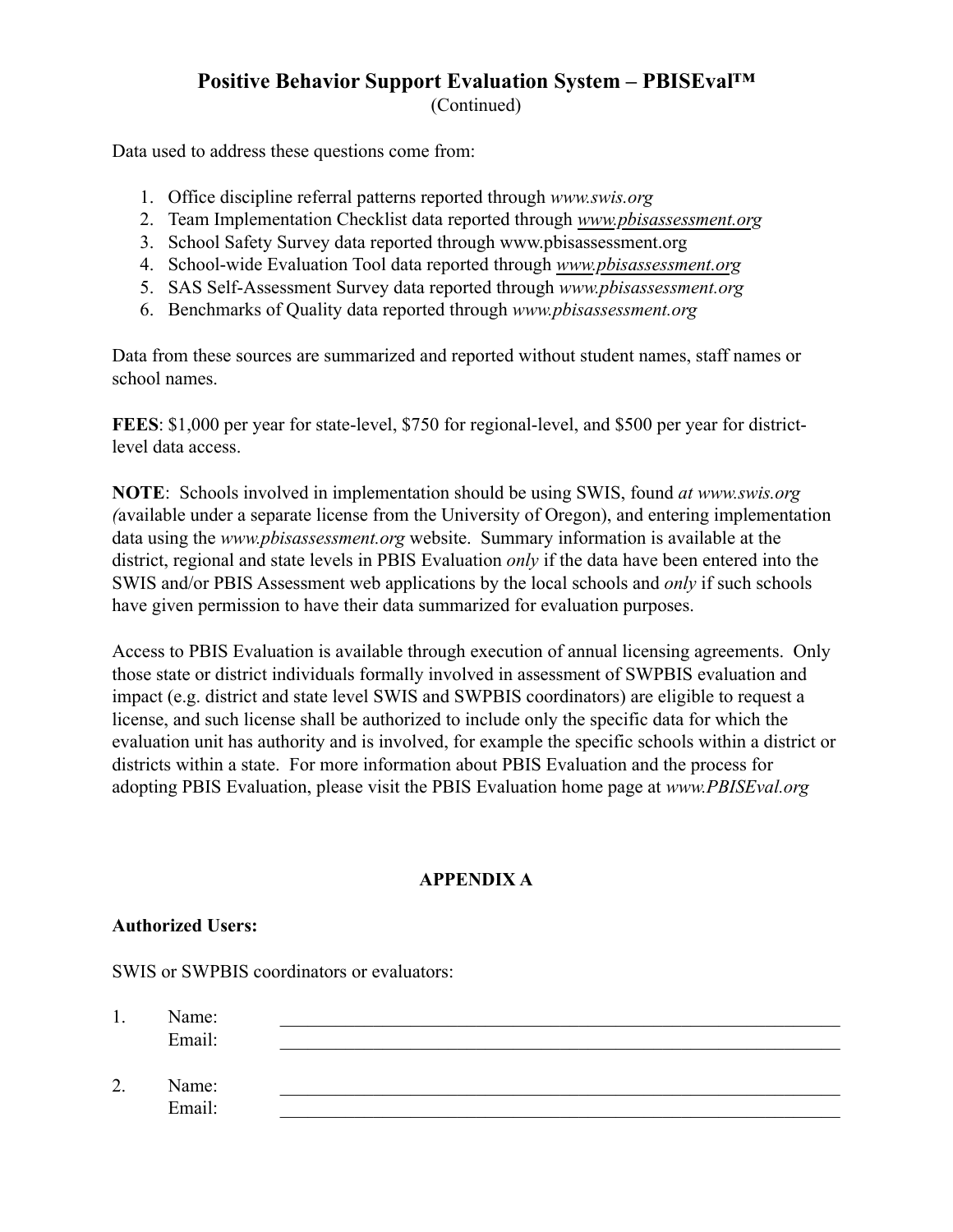# Positive Behavior Support Evaluation System – PBISEval™

(Continued)

Data used to address these questions come from:

1. Office discipline referral patterns reported through *www.swis.org*
2. Team Implementation Checklist data reported through *www.pbisassessment.org*
3. School Safety Survey data reported through www.pbisassessment.org
4. School-wide Evaluation Tool data reported through *www.pbisassessment.org*
5. SAS Self-Assessment Survey data reported through *www.pbisassessment.org*
6. Benchmarks of Quality data reported through *www.pbisassessment.org*

Data from these sources are summarized and reported without student names, staff names or school names.

**FEES**: $1,000 per year for state-level, $750 for regional-level, and $500 per year for district-level data access.

**NOTE**: Schools involved in implementation should be using SWIS, found *at www.swis.org (*available under a separate license from the University of Oregon), and entering implementation data using the *www.pbisassessment.org* website. Summary information is available at the district, regional and state levels in PBIS Evaluation *only* if the data have been entered into the SWIS and/or PBIS Assessment web applications by the local schools and *only* if such schools have given permission to have their data summarized for evaluation purposes.

Access to PBIS Evaluation is available through execution of annual licensing agreements. Only those state or district individuals formally involved in assessment of SWPBIS evaluation and impact (e.g. district and state level SWIS and SWPBIS coordinators) are eligible to request a license, and such license shall be authorized to include only the specific data for which the evaluation unit has authority and is involved, for example the specific schools within a district or districts within a state. For more information about PBIS Evaluation and the process for adopting PBIS Evaluation, please visit the PBIS Evaluation home page at *www.PBISEval.org*

## APPENDIX A

**Authorized Users:**

SWIS or SWPBIS coordinators or evaluators:

1. Name: ______________________________________________
   Email: ______________________________________________

2. Name: ______________________________________________
   Email: ______________________________________________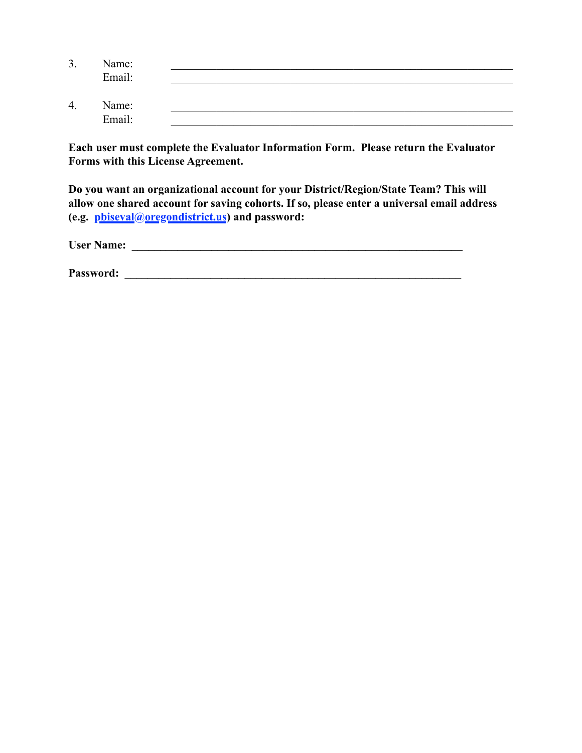3. Name: ____________________________________________________________

   Email: ____________________________________________________________

4. Name: ____________________________________________________________

   Email: ____________________________________________________________

**Each user must complete the Evaluator Information Form. Please return the Evaluator Forms with this License Agreement.**

**Do you want an organizational account for your District/Region/State Team? This will allow one shared account for saving cohorts. If so, please enter a universal email address (e.g. pbiseval@oregondistrict.us) and password:**

**User Name: ____________________________________________________________**

**Password: ____________________________________________________________**